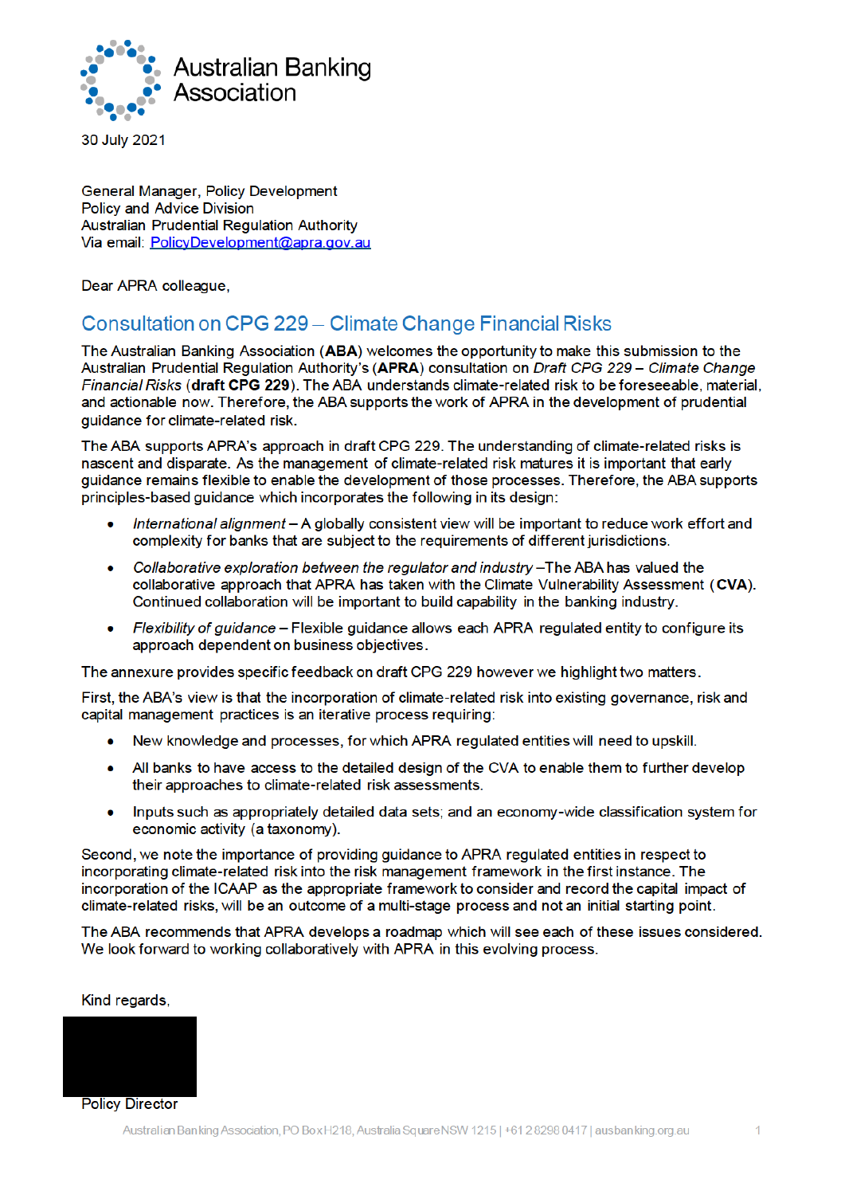Australian Banking Association

30 July 2021

General Manager, Policy Development
Policy and Advice Division
Australian Prudential Regulation Authority
Via email: PolicyDevelopment@apra.gov.au

Dear APRA colleague,

## Consultation on CPG 229 – Climate Change Financial Risks

The Australian Banking Association (**ABA**) welcomes the opportunity to make this submission to the Australian Prudential Regulation Authority's (**APRA**) consultation on *Draft CPG 229 – Climate Change Financial Risks* (**draft CPG 229**). The ABA understands climate-related risk to be foreseeable, material, and actionable now. Therefore, the ABA supports the work of APRA in the development of prudential guidance for climate-related risk.

The ABA supports APRA's approach in draft CPG 229. The understanding of climate-related risks is nascent and disparate. As the management of climate-related risk matures it is important that early guidance remains flexible to enable the development of those processes. Therefore, the ABA supports principles-based guidance which incorporates the following in its design:

- *International alignment* – A globally consistent view will be important to reduce work effort and complexity for banks that are subject to the requirements of different jurisdictions.
- *Collaborative exploration between the regulator and industry* –The ABA has valued the collaborative approach that APRA has taken with the Climate Vulnerability Assessment (**CVA**). Continued collaboration will be important to build capability in the banking industry.
- *Flexibility of guidance* – Flexible guidance allows each APRA regulated entity to configure its approach dependent on business objectives.

The annexure provides specific feedback on draft CPG 229 however we highlight two matters.

First, the ABA's view is that the incorporation of climate-related risk into existing governance, risk and capital management practices is an iterative process requiring:

- New knowledge and processes, for which APRA regulated entities will need to upskill.
- All banks to have access to the detailed design of the CVA to enable them to further develop their approaches to climate-related risk assessments.
- Inputs such as appropriately detailed data sets; and an economy-wide classification system for economic activity (a taxonomy).

Second, we note the importance of providing guidance to APRA regulated entities in respect to incorporating climate-related risk into the risk management framework in the first instance. The incorporation of the ICAAP as the appropriate framework to consider and record the capital impact of climate-related risks, will be an outcome of a multi-stage process and not an initial starting point.

The ABA recommends that APRA develops a roadmap which will see each of these issues considered. We look forward to working collaboratively with APRA in this evolving process.

Kind regards,

Policy Director

Australian Banking Association, PO Box H218, Australia Square NSW 1215 | +61 2 8298 0417 | ausbanking.org.au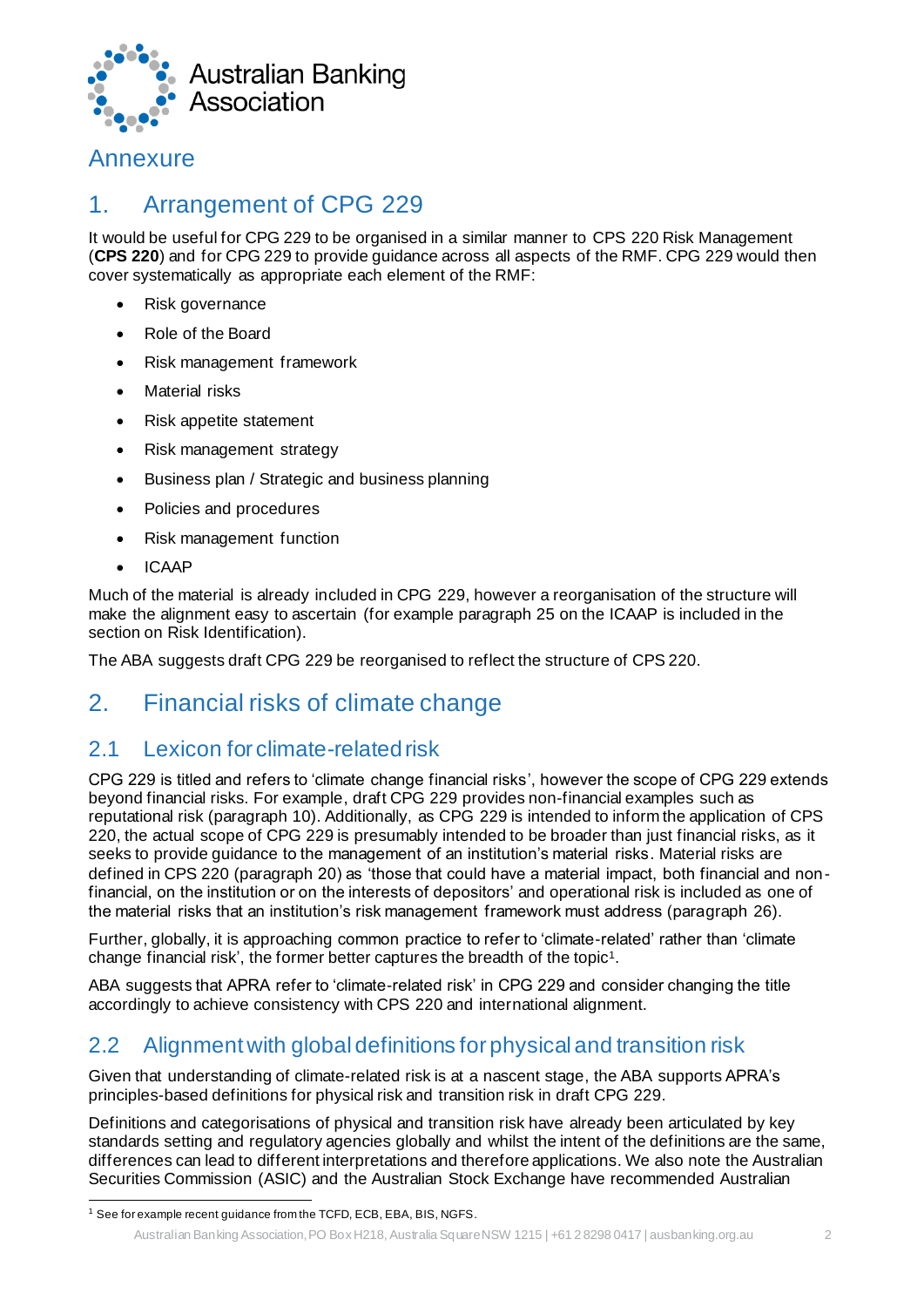# Annexure

## 1. Arrangement of CPG 229

It would be useful for CPG 229 to be organised in a similar manner to CPS 220 Risk Management (**CPS 220**) and for CPG 229 to provide guidance across all aspects of the RMF. CPG 229 would then cover systematically as appropriate each element of the RMF:

- Risk governance
- Role of the Board
- Risk management framework
- Material risks
- Risk appetite statement
- Risk management strategy
- Business plan / Strategic and business planning
- Policies and procedures
- Risk management function
- ICAAP

Much of the material is already included in CPG 229, however a reorganisation of the structure will make the alignment easy to ascertain (for example paragraph 25 on the ICAAP is included in the section on Risk Identification).

The ABA suggests draft CPG 229 be reorganised to reflect the structure of CPS 220.

## 2. Financial risks of climate change

### 2.1 Lexicon for climate-related risk

CPG 229 is titled and refers to 'climate change financial risks', however the scope of CPG 229 extends beyond financial risks. For example, draft CPG 229 provides non-financial examples such as reputational risk (paragraph 10). Additionally, as CPG 229 is intended to inform the application of CPS 220, the actual scope of CPG 229 is presumably intended to be broader than just financial risks, as it seeks to provide guidance to the management of an institution's material risks. Material risks are defined in CPS 220 (paragraph 20) as 'those that could have a material impact, both financial and non-financial, on the institution or on the interests of depositors' and operational risk is included as one of the material risks that an institution's risk management framework must address (paragraph 26).

Further, globally, it is approaching common practice to refer to 'climate-related' rather than 'climate change financial risk', the former better captures the breadth of the topic[1].

ABA suggests that APRA refer to 'climate-related risk' in CPG 229 and consider changing the title accordingly to achieve consistency with CPS 220 and international alignment.

### 2.2 Alignment with global definitions for physical and transition risk

Given that understanding of climate-related risk is at a nascent stage, the ABA supports APRA's principles-based definitions for physical risk and transition risk in draft CPG 229.

Definitions and categorisations of physical and transition risk have already been articulated by key standards setting and regulatory agencies globally and whilst the intent of the definitions are the same, differences can lead to different interpretations and therefore applications. We also note the Australian Securities Commission (ASIC) and the Australian Stock Exchange have recommended Australian

[1] See for example recent guidance from the TCFD, ECB, EBA, BIS, NGFS.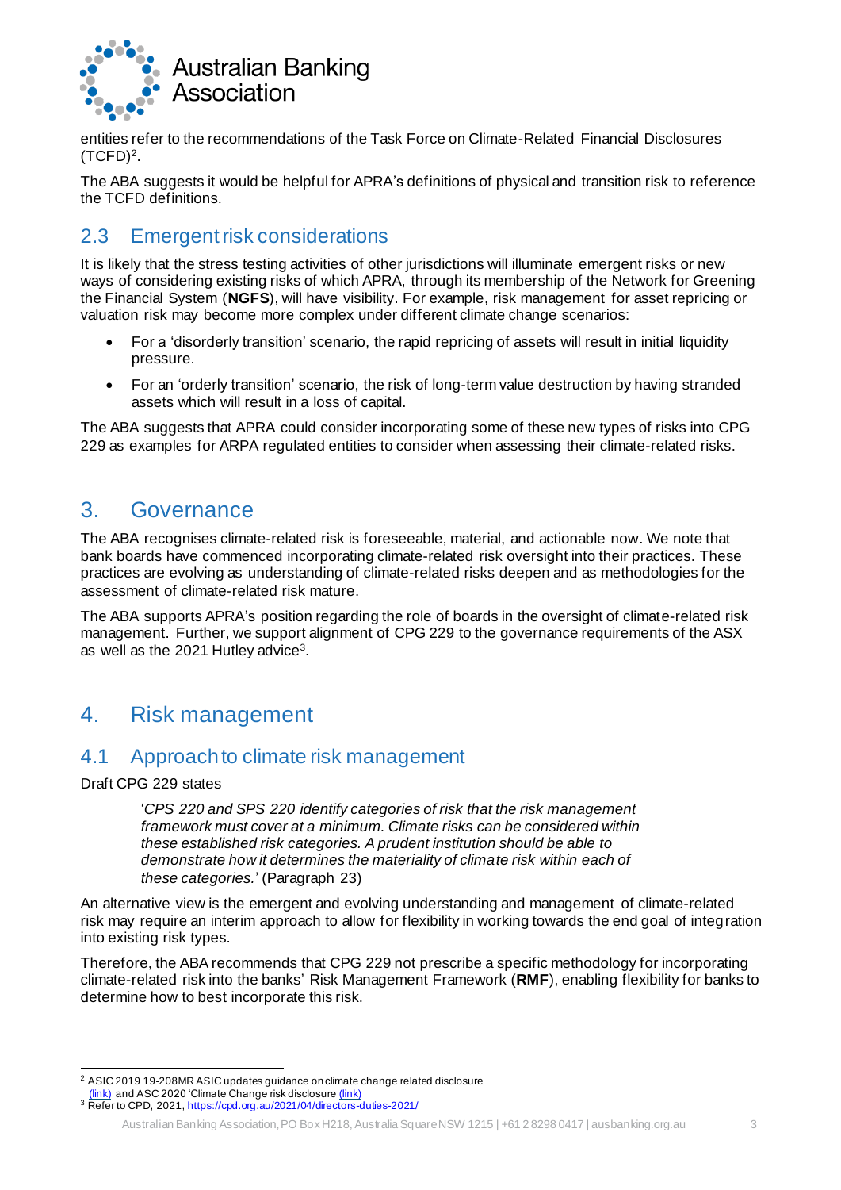entities refer to the recommendations of the Task Force on Climate-Related Financial Disclosures (TCFD)[2].

The ABA suggests it would be helpful for APRA's definitions of physical and transition risk to reference the TCFD definitions.

## 2.3 Emergent risk considerations

It is likely that the stress testing activities of other jurisdictions will illuminate emergent risks or new ways of considering existing risks of which APRA, through its membership of the Network for Greening the Financial System (**NGFS**), will have visibility. For example, risk management for asset repricing or valuation risk may become more complex under different climate change scenarios:

- For a 'disorderly transition' scenario, the rapid repricing of assets will result in initial liquidity pressure.
- For an 'orderly transition' scenario, the risk of long-term value destruction by having stranded assets which will result in a loss of capital.

The ABA suggests that APRA could consider incorporating some of these new types of risks into CPG 229 as examples for ARPA regulated entities to consider when assessing their climate-related risks.

# 3. Governance

The ABA recognises climate-related risk is foreseeable, material, and actionable now. We note that bank boards have commenced incorporating climate-related risk oversight into their practices. These practices are evolving as understanding of climate-related risks deepen and as methodologies for the assessment of climate-related risk mature.

The ABA supports APRA's position regarding the role of boards in the oversight of climate-related risk management. Further, we support alignment of CPG 229 to the governance requirements of the ASX as well as the 2021 Hutley advice[3].

# 4. Risk management

## 4.1 Approach to climate risk management

Draft CPG 229 states

> '*CPS 220 and SPS 220 identify categories of risk that the risk management framework must cover at a minimum. Climate risks can be considered within these established risk categories. A prudent institution should be able to demonstrate how it determines the materiality of climate risk within each of these categories.*' (Paragraph 23)

An alternative view is the emergent and evolving understanding and management of climate-related risk may require an interim approach to allow for flexibility in working towards the end goal of integration into existing risk types.

Therefore, the ABA recommends that CPG 229 not prescribe a specific methodology for incorporating climate-related risk into the banks' Risk Management Framework (**RMF**), enabling flexibility for banks to determine how to best incorporate this risk.

---

[2] ASIC 2019 19-208MR ASIC updates guidance on climate change related disclosure (link) and ASC 2020 'Climate Change risk disclosure (link)

[3] Refer to CPD, 2021, https://cpd.org.au/2021/04/directors-duties-2021/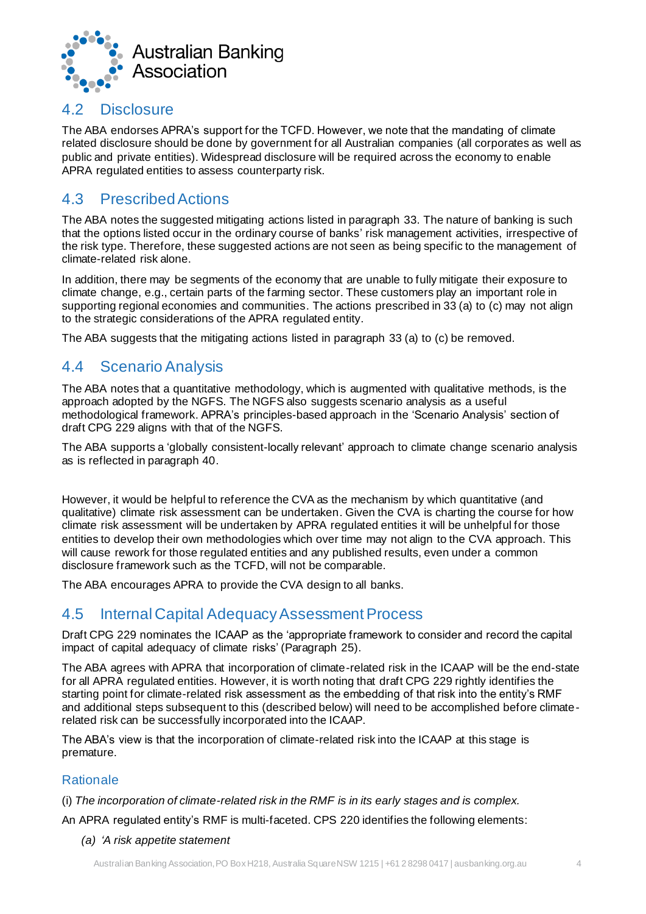## 4.2 Disclosure

The ABA endorses APRA's support for the TCFD. However, we note that the mandating of climate related disclosure should be done by government for all Australian companies (all corporates as well as public and private entities). Widespread disclosure will be required across the economy to enable APRA regulated entities to assess counterparty risk.

## 4.3 Prescribed Actions

The ABA notes the suggested mitigating actions listed in paragraph 33. The nature of banking is such that the options listed occur in the ordinary course of banks' risk management activities, irrespective of the risk type. Therefore, these suggested actions are not seen as being specific to the management of climate-related risk alone.

In addition, there may be segments of the economy that are unable to fully mitigate their exposure to climate change, e.g., certain parts of the farming sector. These customers play an important role in supporting regional economies and communities. The actions prescribed in 33 (a) to (c) may not align to the strategic considerations of the APRA regulated entity.

The ABA suggests that the mitigating actions listed in paragraph 33 (a) to (c) be removed.

## 4.4 Scenario Analysis

The ABA notes that a quantitative methodology, which is augmented with qualitative methods, is the approach adopted by the NGFS. The NGFS also suggests scenario analysis as a useful methodological framework. APRA's principles-based approach in the 'Scenario Analysis' section of draft CPG 229 aligns with that of the NGFS.

The ABA supports a 'globally consistent-locally relevant' approach to climate change scenario analysis as is reflected in paragraph 40.

However, it would be helpful to reference the CVA as the mechanism by which quantitative (and qualitative) climate risk assessment can be undertaken. Given the CVA is charting the course for how climate risk assessment will be undertaken by APRA regulated entities it will be unhelpful for those entities to develop their own methodologies which over time may not align to the CVA approach. This will cause rework for those regulated entities and any published results, even under a common disclosure framework such as the TCFD, will not be comparable.

The ABA encourages APRA to provide the CVA design to all banks.

## 4.5 Internal Capital Adequacy Assessment Process

Draft CPG 229 nominates the ICAAP as the 'appropriate framework to consider and record the capital impact of capital adequacy of climate risks' (Paragraph 25).

The ABA agrees with APRA that incorporation of climate-related risk in the ICAAP will be the end-state for all APRA regulated entities. However, it is worth noting that draft CPG 229 rightly identifies the starting point for climate-related risk assessment as the embedding of that risk into the entity's RMF and additional steps subsequent to this (described below) will need to be accomplished before climate-related risk can be successfully incorporated into the ICAAP.

The ABA's view is that the incorporation of climate-related risk into the ICAAP at this stage is premature.

### Rationale

(i) *The incorporation of climate-related risk in the RMF is in its early stages and is complex.*

An APRA regulated entity's RMF is multi-faceted. CPS 220 identifies the following elements:

*(a) 'A risk appetite statement*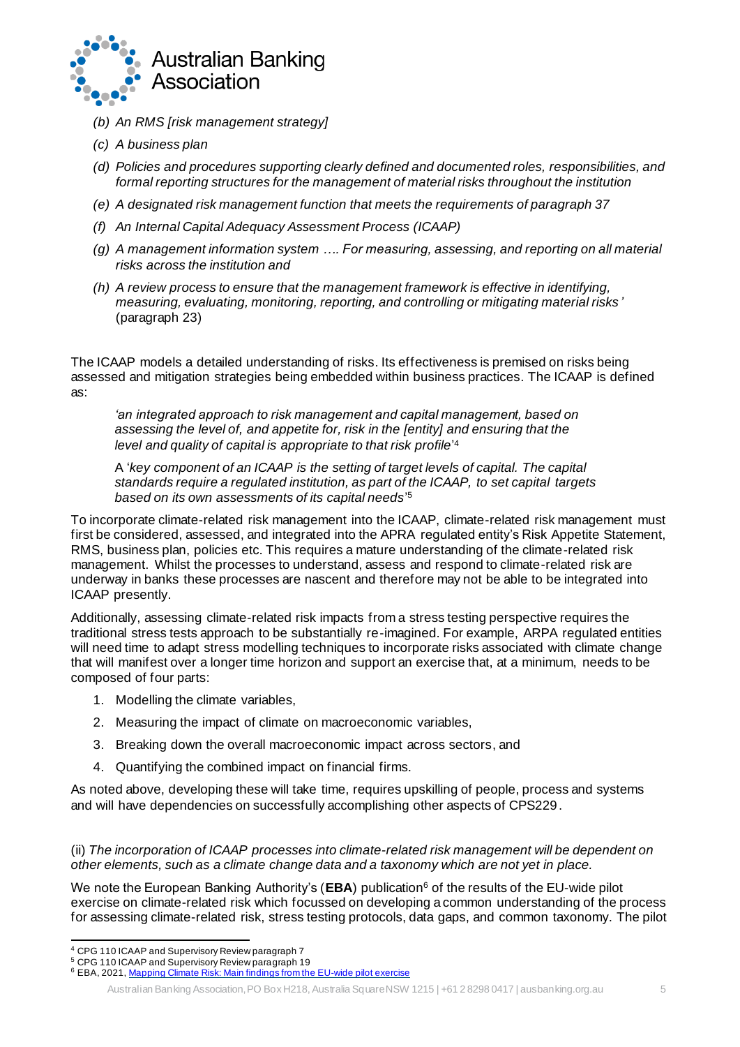*(b) An RMS [risk management strategy]*

*(c) A business plan*

*(d) Policies and procedures supporting clearly defined and documented roles, responsibilities, and formal reporting structures for the management of material risks throughout the institution*

*(e) A designated risk management function that meets the requirements of paragraph 37*

*(f) An Internal Capital Adequacy Assessment Process (ICAAP)*

*(g) A management information system …. For measuring, assessing, and reporting on all material risks across the institution and*

*(h) A review process to ensure that the management framework is effective in identifying, measuring, evaluating, monitoring, reporting, and controlling or mitigating material risks'* (paragraph 23)

The ICAAP models a detailed understanding of risks. Its effectiveness is premised on risks being assessed and mitigation strategies being embedded within business practices. The ICAAP is defined as:

> *'an integrated approach to risk management and capital management, based on assessing the level of, and appetite for, risk in the [entity] and ensuring that the level and quality of capital is appropriate to that risk profile'*[4]
>
> A '*key component of an ICAAP is the setting of target levels of capital. The capital standards require a regulated institution, as part of the ICAAP, to set capital targets based on its own assessments of its capital needs*'[5]

To incorporate climate-related risk management into the ICAAP, climate-related risk management must first be considered, assessed, and integrated into the APRA regulated entity's Risk Appetite Statement, RMS, business plan, policies etc. This requires a mature understanding of the climate-related risk management. Whilst the processes to understand, assess and respond to climate-related risk are underway in banks these processes are nascent and therefore may not be able to be integrated into ICAAP presently.

Additionally, assessing climate-related risk impacts from a stress testing perspective requires the traditional stress tests approach to be substantially re-imagined. For example, ARPA regulated entities will need time to adapt stress modelling techniques to incorporate risks associated with climate change that will manifest over a longer time horizon and support an exercise that, at a minimum, needs to be composed of four parts:

1. Modelling the climate variables,
2. Measuring the impact of climate on macroeconomic variables,
3. Breaking down the overall macroeconomic impact across sectors, and
4. Quantifying the combined impact on financial firms.

As noted above, developing these will take time, requires upskilling of people, process and systems and will have dependencies on successfully accomplishing other aspects of CPS229.

(ii) *The incorporation of ICAAP processes into climate-related risk management will be dependent on other elements, such as a climate change data and a taxonomy which are not yet in place.*

We note the European Banking Authority's (**EBA**) publication[6] of the results of the EU-wide pilot exercise on climate-related risk which focussed on developing a common understanding of the process for assessing climate-related risk, stress testing protocols, data gaps, and common taxonomy. The pilot

---

[4] CPG 110 ICAAP and Supervisory Review paragraph 7

[5] CPG 110 ICAAP and Supervisory Review paragraph 19

[6] EBA, 2021, Mapping Climate Risk: Main findings from the EU-wide pilot exercise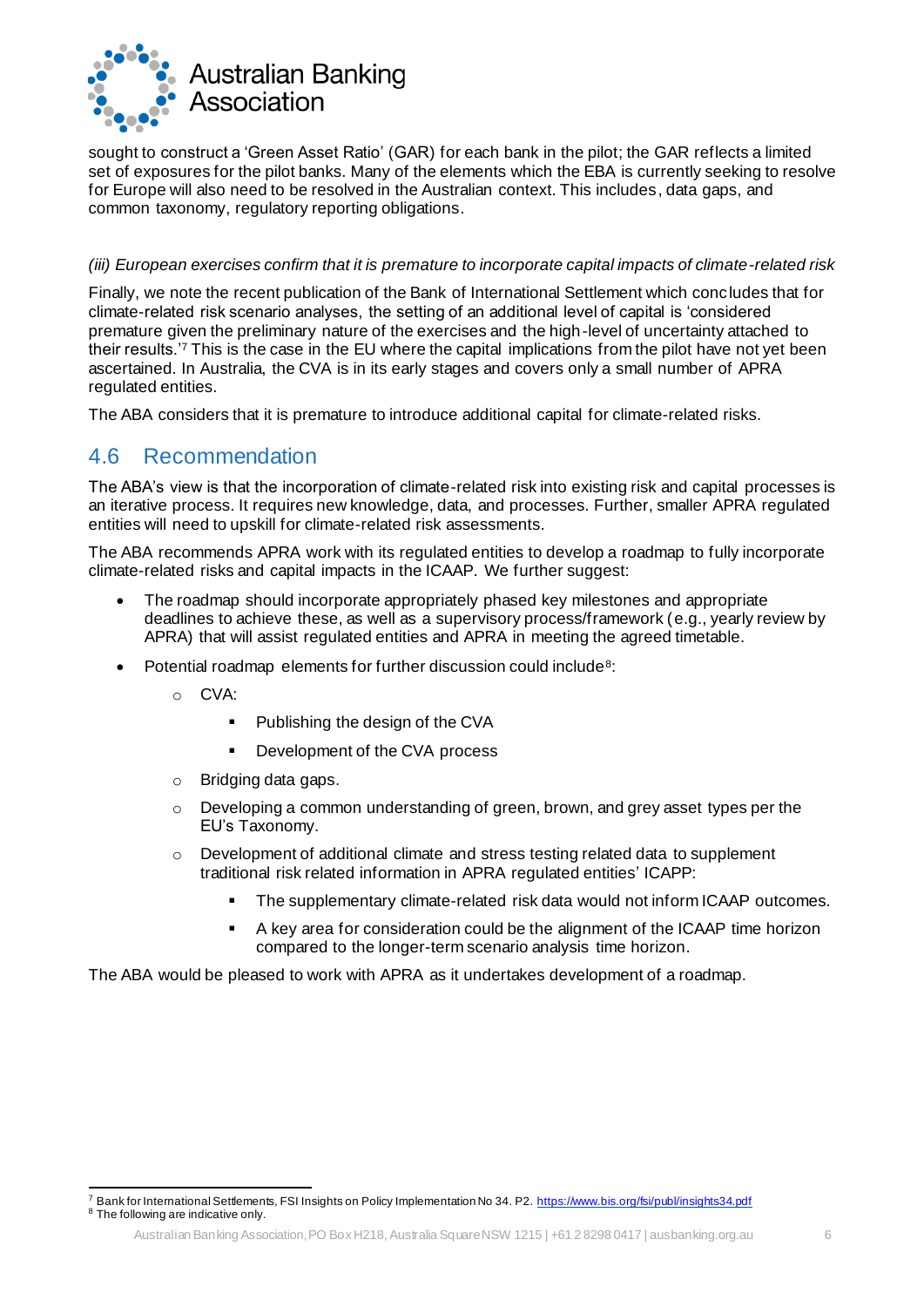sought to construct a 'Green Asset Ratio' (GAR) for each bank in the pilot; the GAR reflects a limited set of exposures for the pilot banks. Many of the elements which the EBA is currently seeking to resolve for Europe will also need to be resolved in the Australian context. This includes, data gaps, and common taxonomy, regulatory reporting obligations.

*(iii) European exercises confirm that it is premature to incorporate capital impacts of climate-related risk*

Finally, we note the recent publication of the Bank of International Settlement which concludes that for climate-related risk scenario analyses, the setting of an additional level of capital is 'considered premature given the preliminary nature of the exercises and the high-level of uncertainty attached to their results.'[7] This is the case in the EU where the capital implications from the pilot have not yet been ascertained. In Australia, the CVA is in its early stages and covers only a small number of APRA regulated entities.

The ABA considers that it is premature to introduce additional capital for climate-related risks.

## 4.6 Recommendation

The ABA's view is that the incorporation of climate-related risk into existing risk and capital processes is an iterative process. It requires new knowledge, data, and processes. Further, smaller APRA regulated entities will need to upskill for climate-related risk assessments.

The ABA recommends APRA work with its regulated entities to develop a roadmap to fully incorporate climate-related risks and capital impacts in the ICAAP. We further suggest:

- The roadmap should incorporate appropriately phased key milestones and appropriate deadlines to achieve these, as well as a supervisory process/framework (e.g., yearly review by APRA) that will assist regulated entities and APRA in meeting the agreed timetable.
- Potential roadmap elements for further discussion could include[8]:
  - CVA:
    - Publishing the design of the CVA
    - Development of the CVA process
  - Bridging data gaps.
  - Developing a common understanding of green, brown, and grey asset types per the EU's Taxonomy.
  - Development of additional climate and stress testing related data to supplement traditional risk related information in APRA regulated entities' ICAPP:
    - The supplementary climate-related risk data would not inform ICAAP outcomes.
    - A key area for consideration could be the alignment of the ICAAP time horizon compared to the longer-term scenario analysis time horizon.

The ABA would be pleased to work with APRA as it undertakes development of a roadmap.

[7] Bank for International Settlements, FSI Insights on Policy Implementation No 34. P2. https://www.bis.org/fsi/publ/insights34.pdf

[8] The following are indicative only.